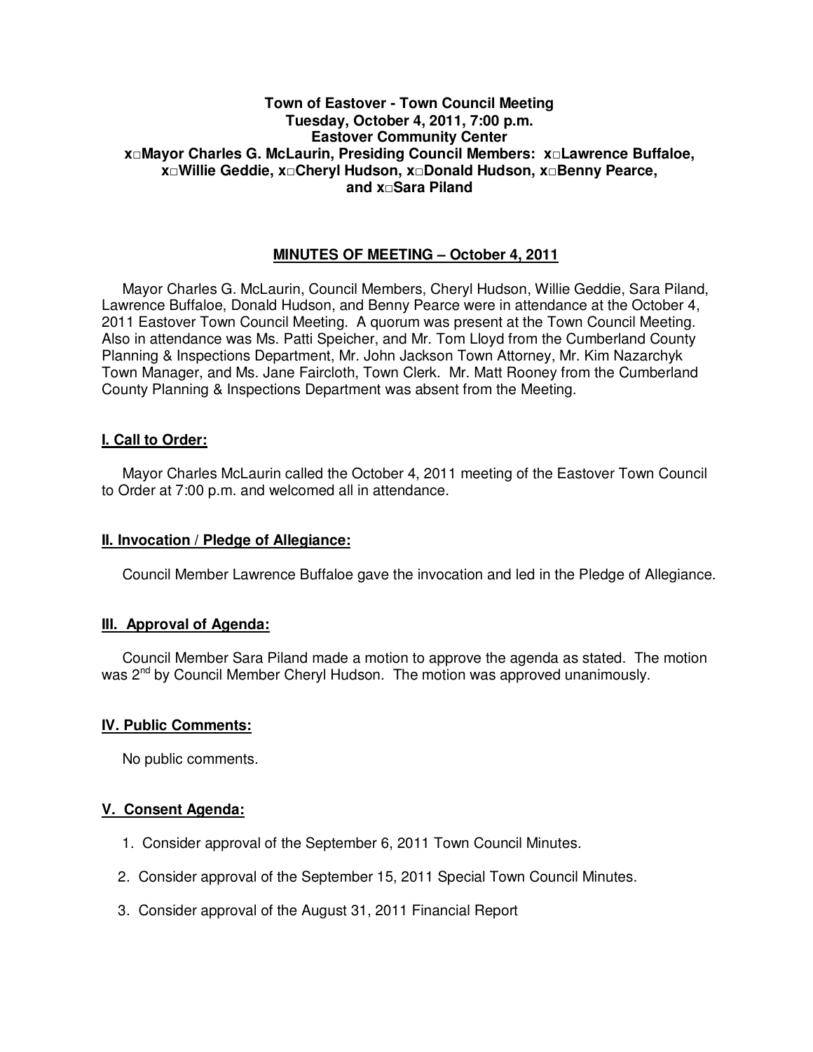**Town of Eastover - Town Council Meeting**
**Tuesday, October 4, 2011, 7:00 p.m.**
**Eastover Community Center**
**x□Mayor Charles G. McLaurin, Presiding Council Members: x□Lawrence Buffaloe, x□Willie Geddie, x□Cheryl Hudson, x□Donald Hudson, x□Benny Pearce, and x□Sara Piland**

## MINUTES OF MEETING – October 4, 2011

Mayor Charles G. McLaurin, Council Members, Cheryl Hudson, Willie Geddie, Sara Piland, Lawrence Buffaloe, Donald Hudson, and Benny Pearce were in attendance at the October 4, 2011 Eastover Town Council Meeting. A quorum was present at the Town Council Meeting. Also in attendance was Ms. Patti Speicher, and Mr. Tom Lloyd from the Cumberland County Planning & Inspections Department, Mr. John Jackson Town Attorney, Mr. Kim Nazarchyk Town Manager, and Ms. Jane Faircloth, Town Clerk. Mr. Matt Rooney from the Cumberland County Planning & Inspections Department was absent from the Meeting.

### I. Call to Order:

Mayor Charles McLaurin called the October 4, 2011 meeting of the Eastover Town Council to Order at 7:00 p.m. and welcomed all in attendance.

### II. Invocation / Pledge of Allegiance:

Council Member Lawrence Buffaloe gave the invocation and led in the Pledge of Allegiance.

### III. Approval of Agenda:

Council Member Sara Piland made a motion to approve the agenda as stated. The motion was 2nd by Council Member Cheryl Hudson. The motion was approved unanimously.

### IV. Public Comments:

No public comments.

### V. Consent Agenda:

1. Consider approval of the September 6, 2011 Town Council Minutes.
2. Consider approval of the September 15, 2011 Special Town Council Minutes.
3. Consider approval of the August 31, 2011 Financial Report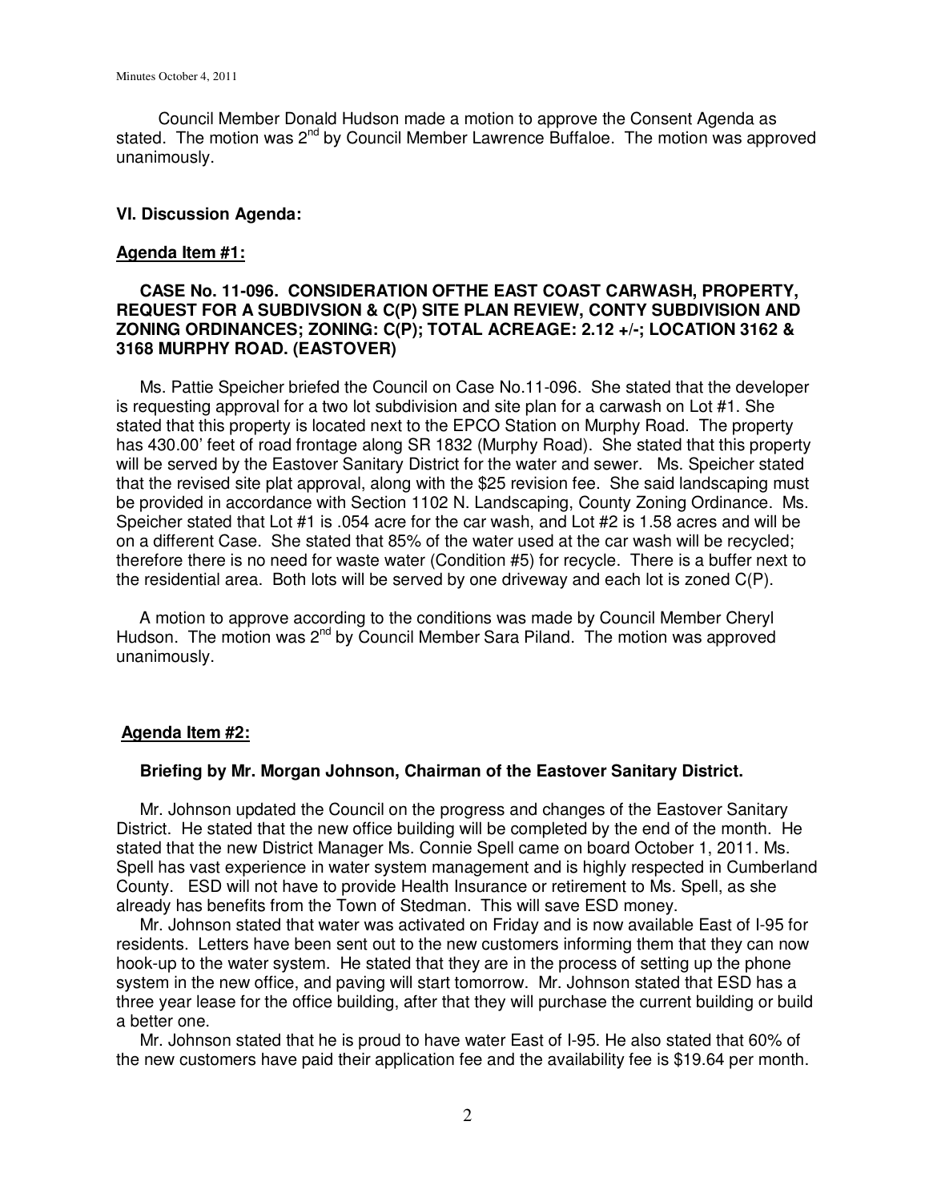Council Member Donald Hudson made a motion to approve the Consent Agenda as stated. The motion was 2nd by Council Member Lawrence Buffaloe. The motion was approved unanimously.

### VI. Discussion Agenda:

#### Agenda Item #1:

**CASE No. 11-096. CONSIDERATION OFTHE EAST COAST CARWASH, PROPERTY, REQUEST FOR A SUBDIVSION & C(P) SITE PLAN REVIEW, CONTY SUBDIVISION AND ZONING ORDINANCES; ZONING: C(P); TOTAL ACREAGE: 2.12 +/-; LOCATION 3162 & 3168 MURPHY ROAD. (EASTOVER)**

Ms. Pattie Speicher briefed the Council on Case No.11-096. She stated that the developer is requesting approval for a two lot subdivision and site plan for a carwash on Lot #1. She stated that this property is located next to the EPCO Station on Murphy Road. The property has 430.00' feet of road frontage along SR 1832 (Murphy Road). She stated that this property will be served by the Eastover Sanitary District for the water and sewer. Ms. Speicher stated that the revised site plat approval, along with the $25 revision fee. She said landscaping must be provided in accordance with Section 1102 N. Landscaping, County Zoning Ordinance. Ms. Speicher stated that Lot #1 is .054 acre for the car wash, and Lot #2 is 1.58 acres and will be on a different Case. She stated that 85% of the water used at the car wash will be recycled; therefore there is no need for waste water (Condition #5) for recycle. There is a buffer next to the residential area. Both lots will be served by one driveway and each lot is zoned C(P).

A motion to approve according to the conditions was made by Council Member Cheryl Hudson. The motion was 2nd by Council Member Sara Piland. The motion was approved unanimously.

#### Agenda Item #2:

**Briefing by Mr. Morgan Johnson, Chairman of the Eastover Sanitary District.**

Mr. Johnson updated the Council on the progress and changes of the Eastover Sanitary District. He stated that the new office building will be completed by the end of the month. He stated that the new District Manager Ms. Connie Spell came on board October 1, 2011. Ms. Spell has vast experience in water system management and is highly respected in Cumberland County. ESD will not have to provide Health Insurance or retirement to Ms. Spell, as she already has benefits from the Town of Stedman. This will save ESD money.

Mr. Johnson stated that water was activated on Friday and is now available East of I-95 for residents. Letters have been sent out to the new customers informing them that they can now hook-up to the water system. He stated that they are in the process of setting up the phone system in the new office, and paving will start tomorrow. Mr. Johnson stated that ESD has a three year lease for the office building, after that they will purchase the current building or build a better one.

Mr. Johnson stated that he is proud to have water East of I-95. He also stated that 60% of the new customers have paid their application fee and the availability fee is $19.64 per month.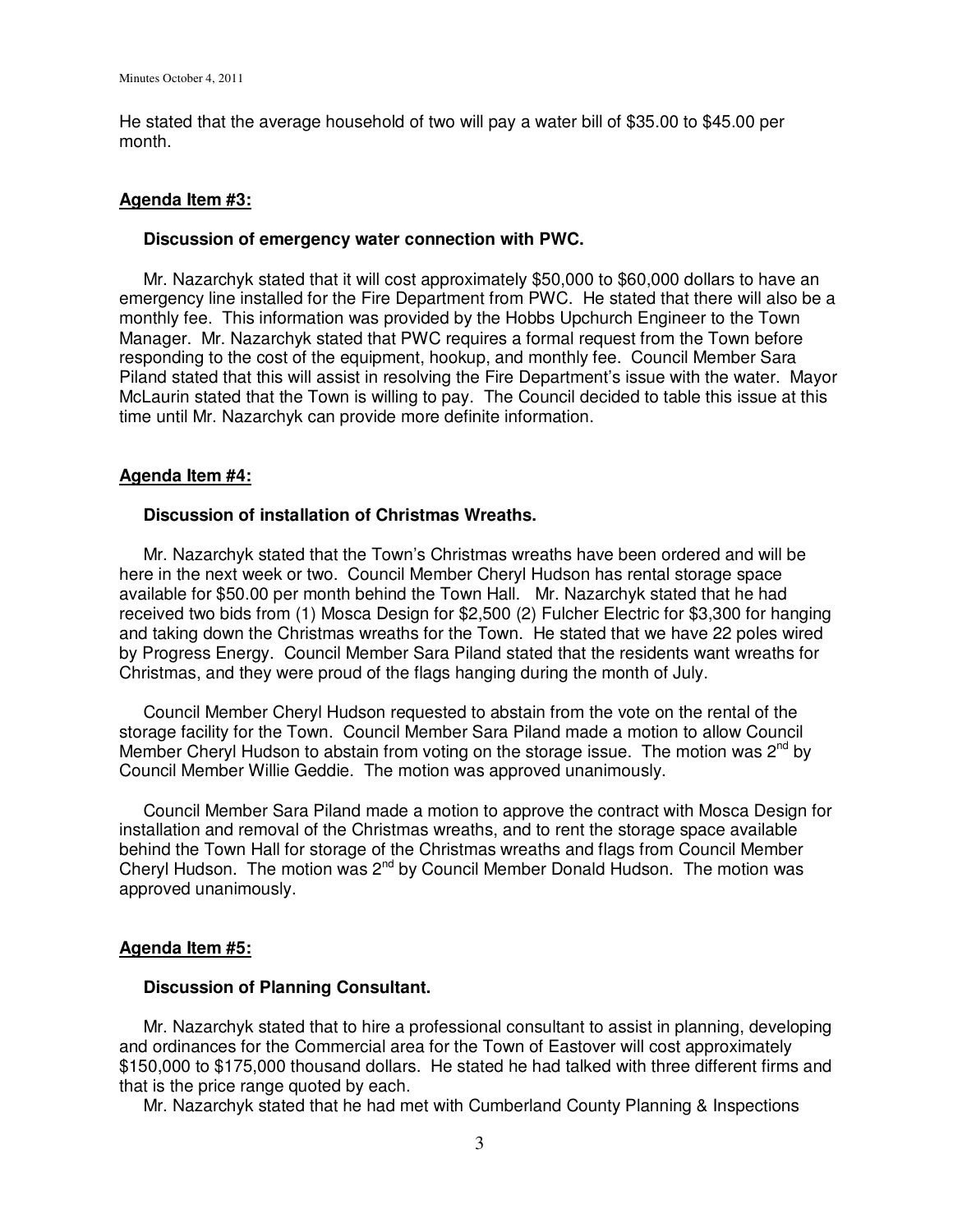He stated that the average household of two will pay a water bill of $35.00 to $45.00 per month.

**Agenda Item #3:**

**Discussion of emergency water connection with PWC.**

Mr. Nazarchyk stated that it will cost approximately $50,000 to $60,000 dollars to have an emergency line installed for the Fire Department from PWC. He stated that there will also be a monthly fee. This information was provided by the Hobbs Upchurch Engineer to the Town Manager. Mr. Nazarchyk stated that PWC requires a formal request from the Town before responding to the cost of the equipment, hookup, and monthly fee. Council Member Sara Piland stated that this will assist in resolving the Fire Department's issue with the water. Mayor McLaurin stated that the Town is willing to pay. The Council decided to table this issue at this time until Mr. Nazarchyk can provide more definite information.

**Agenda Item #4:**

**Discussion of installation of Christmas Wreaths.**

Mr. Nazarchyk stated that the Town's Christmas wreaths have been ordered and will be here in the next week or two. Council Member Cheryl Hudson has rental storage space available for $50.00 per month behind the Town Hall. Mr. Nazarchyk stated that he had received two bids from (1) Mosca Design for $2,500 (2) Fulcher Electric for $3,300 for hanging and taking down the Christmas wreaths for the Town. He stated that we have 22 poles wired by Progress Energy. Council Member Sara Piland stated that the residents want wreaths for Christmas, and they were proud of the flags hanging during the month of July.

Council Member Cheryl Hudson requested to abstain from the vote on the rental of the storage facility for the Town. Council Member Sara Piland made a motion to allow Council Member Cheryl Hudson to abstain from voting on the storage issue. The motion was 2nd by Council Member Willie Geddie. The motion was approved unanimously.

Council Member Sara Piland made a motion to approve the contract with Mosca Design for installation and removal of the Christmas wreaths, and to rent the storage space available behind the Town Hall for storage of the Christmas wreaths and flags from Council Member Cheryl Hudson. The motion was 2nd by Council Member Donald Hudson. The motion was approved unanimously.

**Agenda Item #5:**

**Discussion of Planning Consultant.**

Mr. Nazarchyk stated that to hire a professional consultant to assist in planning, developing and ordinances for the Commercial area for the Town of Eastover will cost approximately $150,000 to $175,000 thousand dollars. He stated he had talked with three different firms and that is the price range quoted by each.

Mr. Nazarchyk stated that he had met with Cumberland County Planning & Inspections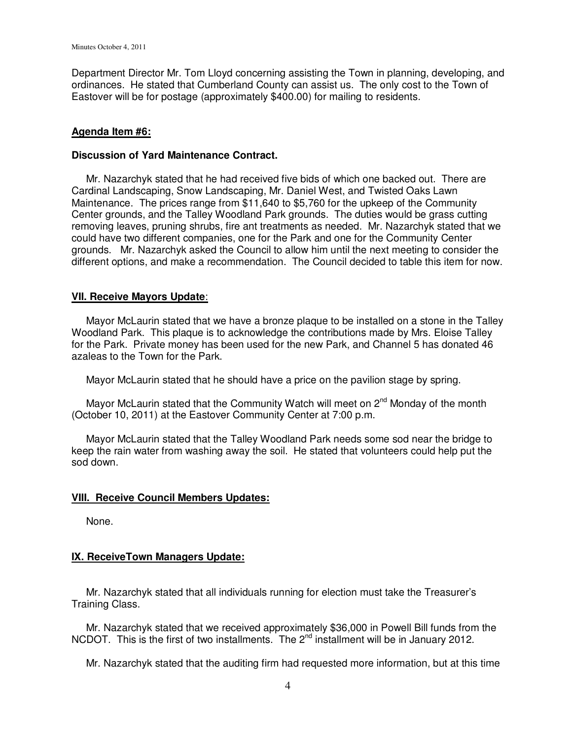Department Director Mr. Tom Lloyd concerning assisting the Town in planning, developing, and ordinances. He stated that Cumberland County can assist us. The only cost to the Town of Eastover will be for postage (approximately $400.00) for mailing to residents.

**Agenda Item #6:**

**Discussion of Yard Maintenance Contract.**

Mr. Nazarchyk stated that he had received five bids of which one backed out. There are Cardinal Landscaping, Snow Landscaping, Mr. Daniel West, and Twisted Oaks Lawn Maintenance. The prices range from $11,640 to $5,760 for the upkeep of the Community Center grounds, and the Talley Woodland Park grounds. The duties would be grass cutting removing leaves, pruning shrubs, fire ant treatments as needed. Mr. Nazarchyk stated that we could have two different companies, one for the Park and one for the Community Center grounds. Mr. Nazarchyk asked the Council to allow him until the next meeting to consider the different options, and make a recommendation. The Council decided to table this item for now.

**VII. Receive Mayors Update**:

Mayor McLaurin stated that we have a bronze plaque to be installed on a stone in the Talley Woodland Park. This plaque is to acknowledge the contributions made by Mrs. Eloise Talley for the Park. Private money has been used for the new Park, and Channel 5 has donated 46 azaleas to the Town for the Park.

Mayor McLaurin stated that he should have a price on the pavilion stage by spring.

Mayor McLaurin stated that the Community Watch will meet on 2nd Monday of the month (October 10, 2011) at the Eastover Community Center at 7:00 p.m.

Mayor McLaurin stated that the Talley Woodland Park needs some sod near the bridge to keep the rain water from washing away the soil. He stated that volunteers could help put the sod down.

**VIII. Receive Council Members Updates:**

None.

**IX. ReceiveTown Managers Update:**

Mr. Nazarchyk stated that all individuals running for election must take the Treasurer's Training Class.

Mr. Nazarchyk stated that we received approximately $36,000 in Powell Bill funds from the NCDOT. This is the first of two installments. The 2nd installment will be in January 2012.

Mr. Nazarchyk stated that the auditing firm had requested more information, but at this time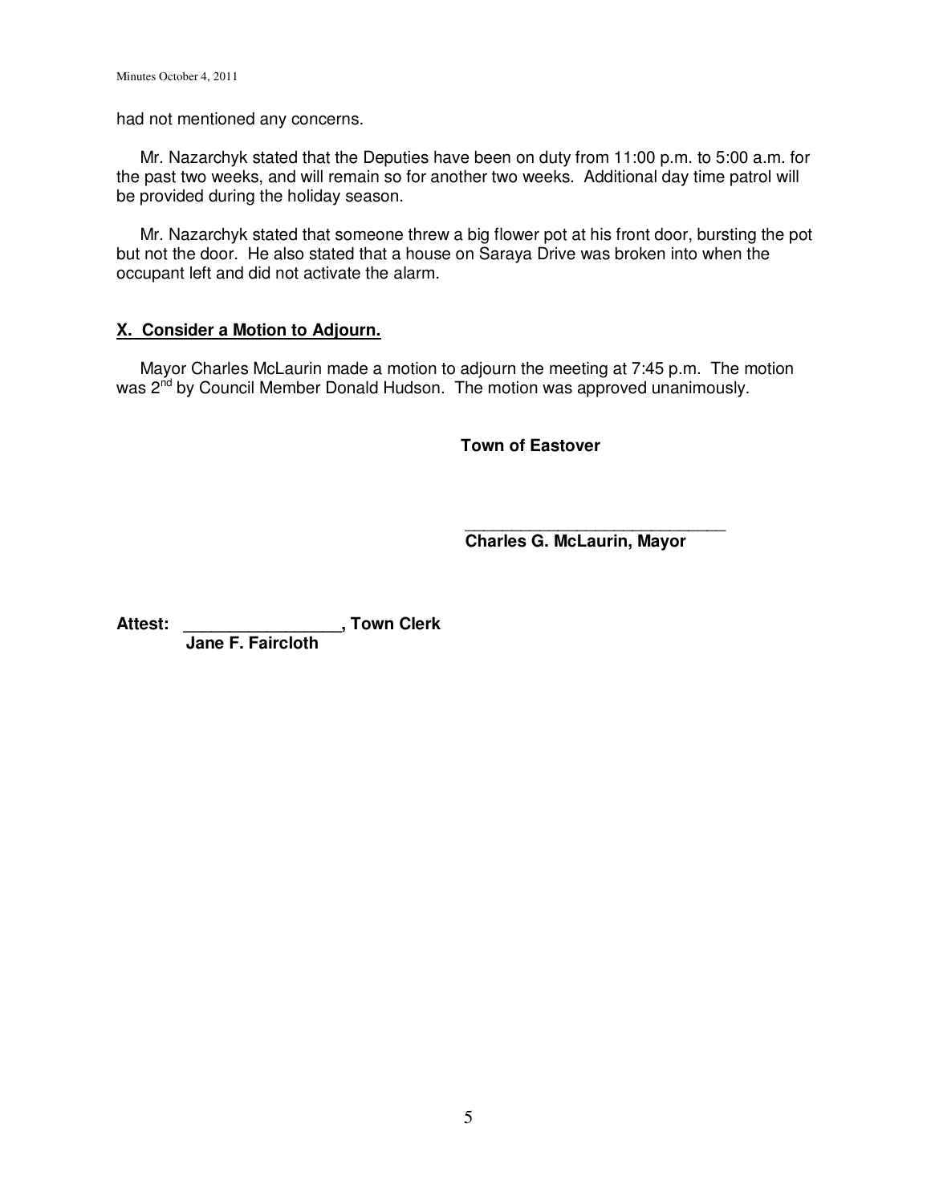had not mentioned any concerns.

Mr. Nazarchyk stated that the Deputies have been on duty from 11:00 p.m. to 5:00 a.m. for the past two weeks, and will remain so for another two weeks. Additional day time patrol will be provided during the holiday season.

Mr. Nazarchyk stated that someone threw a big flower pot at his front door, bursting the pot but not the door. He also stated that a house on Saraya Drive was broken into when the occupant left and did not activate the alarm.

## X. Consider a Motion to Adjourn.

Mayor Charles McLaurin made a motion to adjourn the meeting at 7:45 p.m. The motion was 2nd by Council Member Donald Hudson. The motion was approved unanimously.

**Town of Eastover**

_____________________________
**Charles G. McLaurin, Mayor**

**Attest: _________________, Town Clerk**
**Jane F. Faircloth**